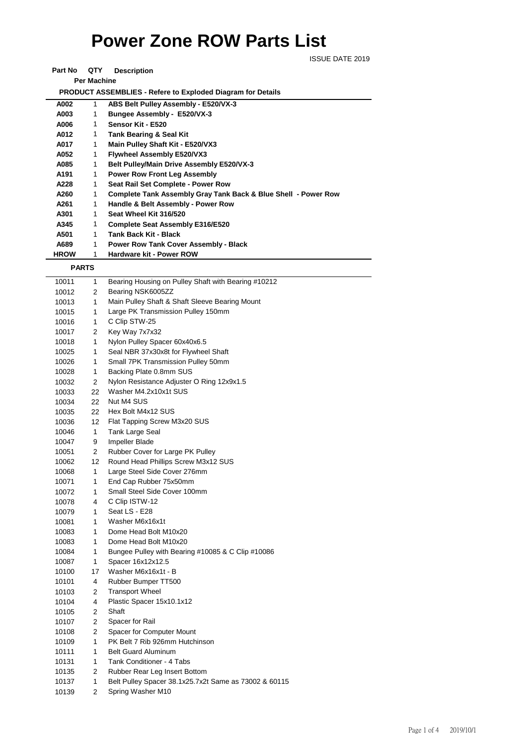# Power Zone ROW Parts List

ISSUE DATE 2019

| Part No | QTY Per Machine | Description |
|---|---|---|
| | | **PRODUCT ASSEMBLIES - Refere to Exploded Diagram for Details** |
| **A002** | 1 | **ABS Belt Pulley Assembly - E520/VX-3** |
| **A003** | 1 | **Bungee Assembly - E520/VX-3** |
| **A006** | 1 | **Sensor Kit - E520** |
| **A012** | 1 | **Tank Bearing & Seal Kit** |
| **A017** | 1 | **Main Pulley Shaft Kit - E520/VX3** |
| **A052** | 1 | **Flywheel Assembly E520/VX3** |
| **A085** | 1 | **Belt Pulley/Main Drive Assembly E520/VX-3** |
| **A191** | 1 | **Power Row Front Leg Assembly** |
| **A228** | 1 | **Seat Rail Set Complete - Power Row** |
| **A260** | 1 | **Complete Tank Assembly Gray Tank Back & Blue Shell - Power Row** |
| **A261** | 1 | **Handle & Belt Assembly - Power Row** |
| **A301** | 1 | **Seat Wheel Kit 316/520** |
| **A345** | 1 | **Complete Seat Assembly E316/E520** |
| **A501** | 1 | **Tank Back Kit - Black** |
| **A689** | 1 | **Power Row Tank Cover Assembly - Black** |
| **HROW** | 1 | **Hardware kit - Power ROW** |

**PARTS**

| Part No | QTY | Description |
|---|---|---|
| 10011 | 1 | Bearing Housing on Pulley Shaft with Bearing #10212 |
| 10012 | 2 | Bearing NSK6005ZZ |
| 10013 | 1 | Main Pulley Shaft & Shaft Sleeve Bearing Mount |
| 10015 | 1 | Large PK Transmission Pulley 150mm |
| 10016 | 1 | C Clip STW-25 |
| 10017 | 2 | Key Way 7x7x32 |
| 10018 | 1 | Nylon Pulley Spacer 60x40x6.5 |
| 10025 | 1 | Seal NBR 37x30x8t for Flywheel Shaft |
| 10026 | 1 | Small 7PK Transmission Pulley 50mm |
| 10028 | 1 | Backing Plate 0.8mm SUS |
| 10032 | 2 | Nylon Resistance Adjuster O Ring 12x9x1.5 |
| 10033 | 22 | Washer M4.2x10x1t SUS |
| 10034 | 22 | Nut M4 SUS |
| 10035 | 22 | Hex Bolt M4x12 SUS |
| 10036 | 12 | Flat Tapping Screw M3x20 SUS |
| 10046 | 1 | Tank Large Seal |
| 10047 | 9 | Impeller Blade |
| 10051 | 2 | Rubber Cover for Large PK Pulley |
| 10062 | 12 | Round Head Phillips Screw M3x12 SUS |
| 10068 | 1 | Large Steel Side Cover 276mm |
| 10071 | 1 | End Cap Rubber 75x50mm |
| 10072 | 1 | Small Steel Side Cover 100mm |
| 10078 | 4 | C Clip ISTW-12 |
| 10079 | 1 | Seat LS - E28 |
| 10081 | 1 | Washer M6x16x1t |
| 10083 | 1 | Dome Head Bolt M10x20 |
| 10083 | 1 | Dome Head Bolt M10x20 |
| 10084 | 1 | Bungee Pulley with Bearing #10085 & C Clip #10086 |
| 10087 | 1 | Spacer 16x12x12.5 |
| 10100 | 17 | Washer M6x16x1t - B |
| 10101 | 4 | Rubber Bumper TT500 |
| 10103 | 2 | Transport Wheel |
| 10104 | 4 | Plastic Spacer 15x10.1x12 |
| 10105 | 2 | Shaft |
| 10107 | 2 | Spacer for Rail |
| 10108 | 2 | Spacer for Computer Mount |
| 10109 | 1 | PK Belt 7 Rib 926mm Hutchinson |
| 10111 | 1 | Belt Guard Aluminum |
| 10131 | 1 | Tank Conditioner - 4 Tabs |
| 10135 | 2 | Rubber Rear Leg Insert Bottom |
| 10137 | 1 | Belt Pulley Spacer 38.1x25.7x2t Same as 73002 & 60115 |
| 10139 | 2 | Spring Washer M10 |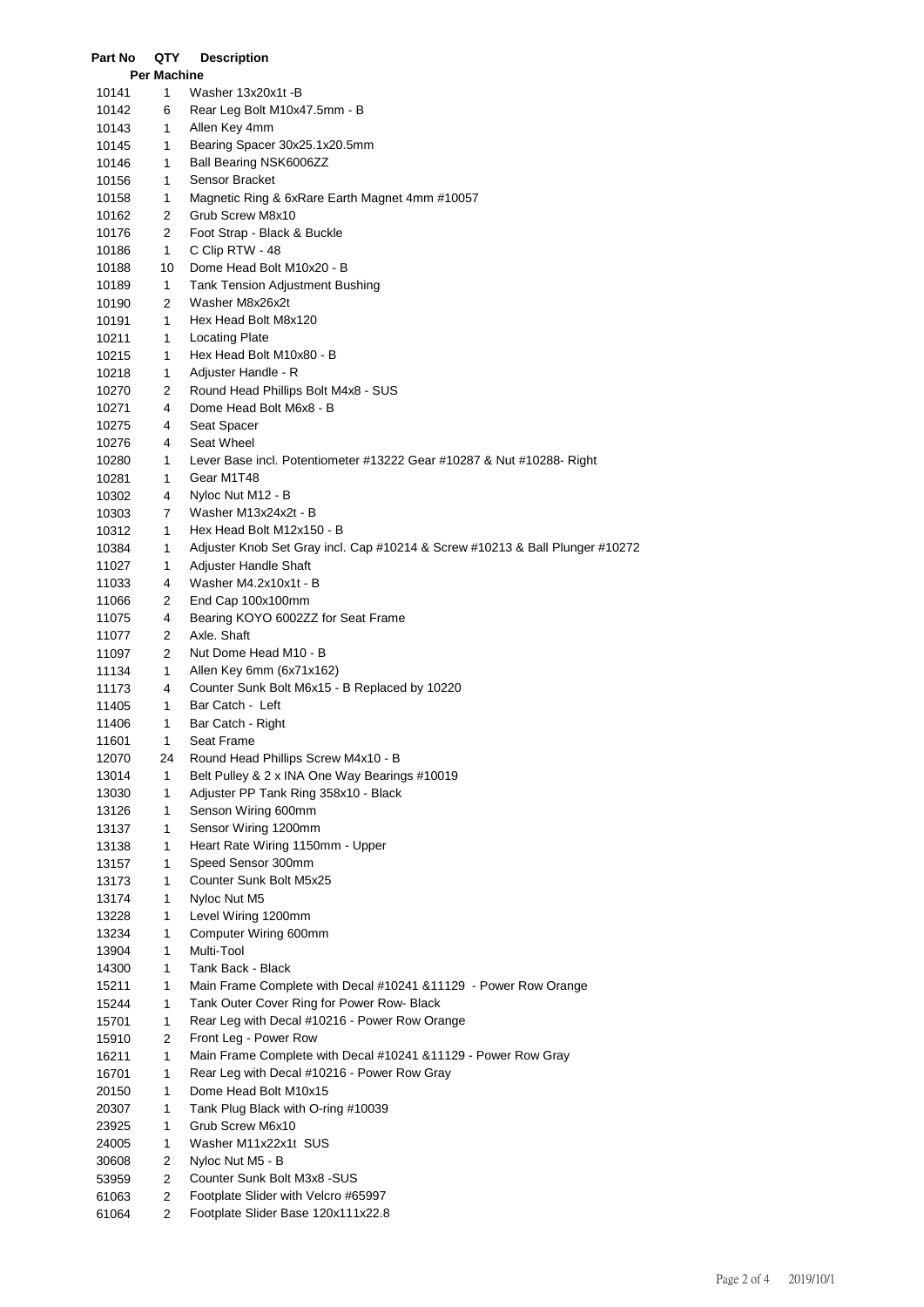| Part No | QTY Per Machine | Description |
|---|---|---|
| 10141 | 1 | Washer 13x20x1t -B |
| 10142 | 6 | Rear Leg Bolt M10x47.5mm - B |
| 10143 | 1 | Allen Key 4mm |
| 10145 | 1 | Bearing Spacer 30x25.1x20.5mm |
| 10146 | 1 | Ball Bearing NSK6006ZZ |
| 10156 | 1 | Sensor Bracket |
| 10158 | 1 | Magnetic Ring & 6xRare Earth Magnet 4mm #10057 |
| 10162 | 2 | Grub Screw M8x10 |
| 10176 | 2 | Foot Strap - Black & Buckle |
| 10186 | 1 | C Clip RTW - 48 |
| 10188 | 10 | Dome Head Bolt M10x20 - B |
| 10189 | 1 | Tank Tension Adjustment Bushing |
| 10190 | 2 | Washer M8x26x2t |
| 10191 | 1 | Hex Head Bolt M8x120 |
| 10211 | 1 | Locating Plate |
| 10215 | 1 | Hex Head Bolt M10x80 - B |
| 10218 | 1 | Adjuster Handle - R |
| 10270 | 2 | Round Head Phillips Bolt M4x8 - SUS |
| 10271 | 4 | Dome Head Bolt M6x8 - B |
| 10275 | 4 | Seat Spacer |
| 10276 | 4 | Seat Wheel |
| 10280 | 1 | Lever Base incl. Potentiometer #13222 Gear #10287 & Nut #10288- Right |
| 10281 | 1 | Gear M1T48 |
| 10302 | 4 | Nyloc Nut M12 - B |
| 10303 | 7 | Washer M13x24x2t - B |
| 10312 | 1 | Hex Head Bolt M12x150 - B |
| 10384 | 1 | Adjuster Knob Set Gray incl. Cap #10214 & Screw #10213 & Ball Plunger #10272 |
| 11027 | 1 | Adjuster Handle Shaft |
| 11033 | 4 | Washer M4.2x10x1t - B |
| 11066 | 2 | End Cap 100x100mm |
| 11075 | 4 | Bearing KOYO 6002ZZ for Seat Frame |
| 11077 | 2 | Axle. Shaft |
| 11097 | 2 | Nut Dome Head M10 - B |
| 11134 | 1 | Allen Key 6mm (6x71x162) |
| 11173 | 4 | Counter Sunk Bolt M6x15 - B Replaced by 10220 |
| 11405 | 1 | Bar Catch - Left |
| 11406 | 1 | Bar Catch - Right |
| 11601 | 1 | Seat Frame |
| 12070 | 24 | Round Head Phillips Screw M4x10 - B |
| 13014 | 1 | Belt Pulley & 2 x INA One Way Bearings #10019 |
| 13030 | 1 | Adjuster PP Tank Ring 358x10 - Black |
| 13126 | 1 | Senson Wiring 600mm |
| 13137 | 1 | Sensor Wiring 1200mm |
| 13138 | 1 | Heart Rate Wiring 1150mm - Upper |
| 13157 | 1 | Speed Sensor 300mm |
| 13173 | 1 | Counter Sunk Bolt M5x25 |
| 13174 | 1 | Nyloc Nut M5 |
| 13228 | 1 | Level Wiring 1200mm |
| 13234 | 1 | Computer Wiring 600mm |
| 13904 | 1 | Multi-Tool |
| 14300 | 1 | Tank Back - Black |
| 15211 | 1 | Main Frame Complete with Decal #10241 &11129 - Power Row Orange |
| 15244 | 1 | Tank Outer Cover Ring for Power Row- Black |
| 15701 | 1 | Rear Leg with Decal #10216 - Power Row Orange |
| 15910 | 2 | Front Leg - Power Row |
| 16211 | 1 | Main Frame Complete with Decal #10241 &11129 - Power Row Gray |
| 16701 | 1 | Rear Leg with Decal #10216 - Power Row Gray |
| 20150 | 1 | Dome Head Bolt M10x15 |
| 20307 | 1 | Tank Plug Black with O-ring #10039 |
| 23925 | 1 | Grub Screw M6x10 |
| 24005 | 1 | Washer M11x22x1t SUS |
| 30608 | 2 | Nyloc Nut M5 - B |
| 53959 | 2 | Counter Sunk Bolt M3x8 -SUS |
| 61063 | 2 | Footplate Slider with Velcro #65997 |
| 61064 | 2 | Footplate Slider Base 120x111x22.8 |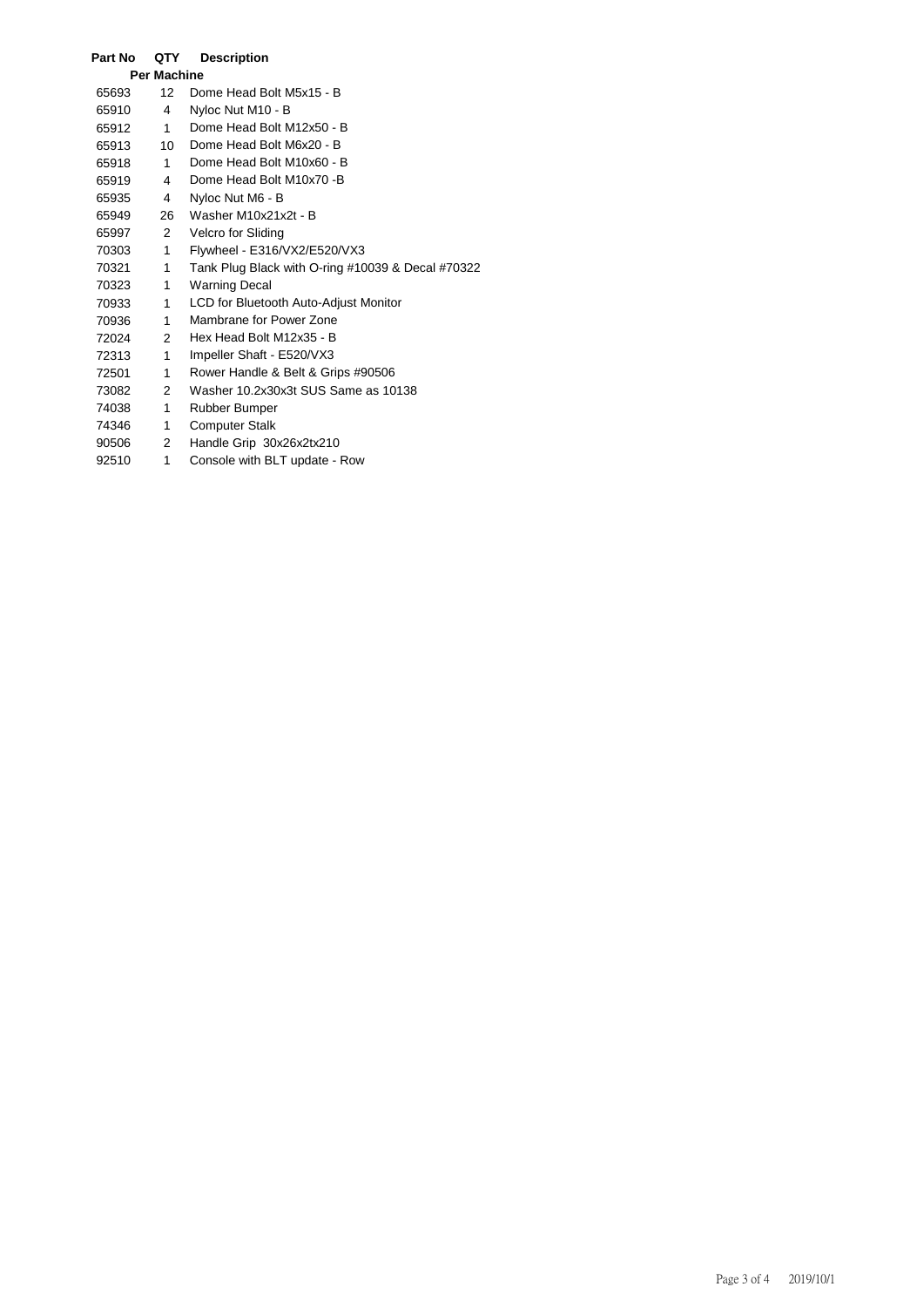| Part No | QTY Per Machine | Description |
|---|---|---|
| 65693 | 12 | Dome Head Bolt M5x15 - B |
| 65910 | 4 | Nyloc Nut M10 - B |
| 65912 | 1 | Dome Head Bolt M12x50 - B |
| 65913 | 10 | Dome Head Bolt M6x20 - B |
| 65918 | 1 | Dome Head Bolt M10x60 - B |
| 65919 | 4 | Dome Head Bolt M10x70 -B |
| 65935 | 4 | Nyloc Nut M6 - B |
| 65949 | 26 | Washer M10x21x2t - B |
| 65997 | 2 | Velcro for Sliding |
| 70303 | 1 | Flywheel - E316/VX2/E520/VX3 |
| 70321 | 1 | Tank Plug Black with O-ring #10039 & Decal #70322 |
| 70323 | 1 | Warning Decal |
| 70933 | 1 | LCD for Bluetooth Auto-Adjust Monitor |
| 70936 | 1 | Mambrane for Power Zone |
| 72024 | 2 | Hex Head Bolt M12x35 - B |
| 72313 | 1 | Impeller Shaft - E520/VX3 |
| 72501 | 1 | Rower Handle & Belt & Grips #90506 |
| 73082 | 2 | Washer 10.2x30x3t SUS Same as 10138 |
| 74038 | 1 | Rubber Bumper |
| 74346 | 1 | Computer Stalk |
| 90506 | 2 | Handle Grip 30x26x2tx210 |
| 92510 | 1 | Console with BLT update - Row |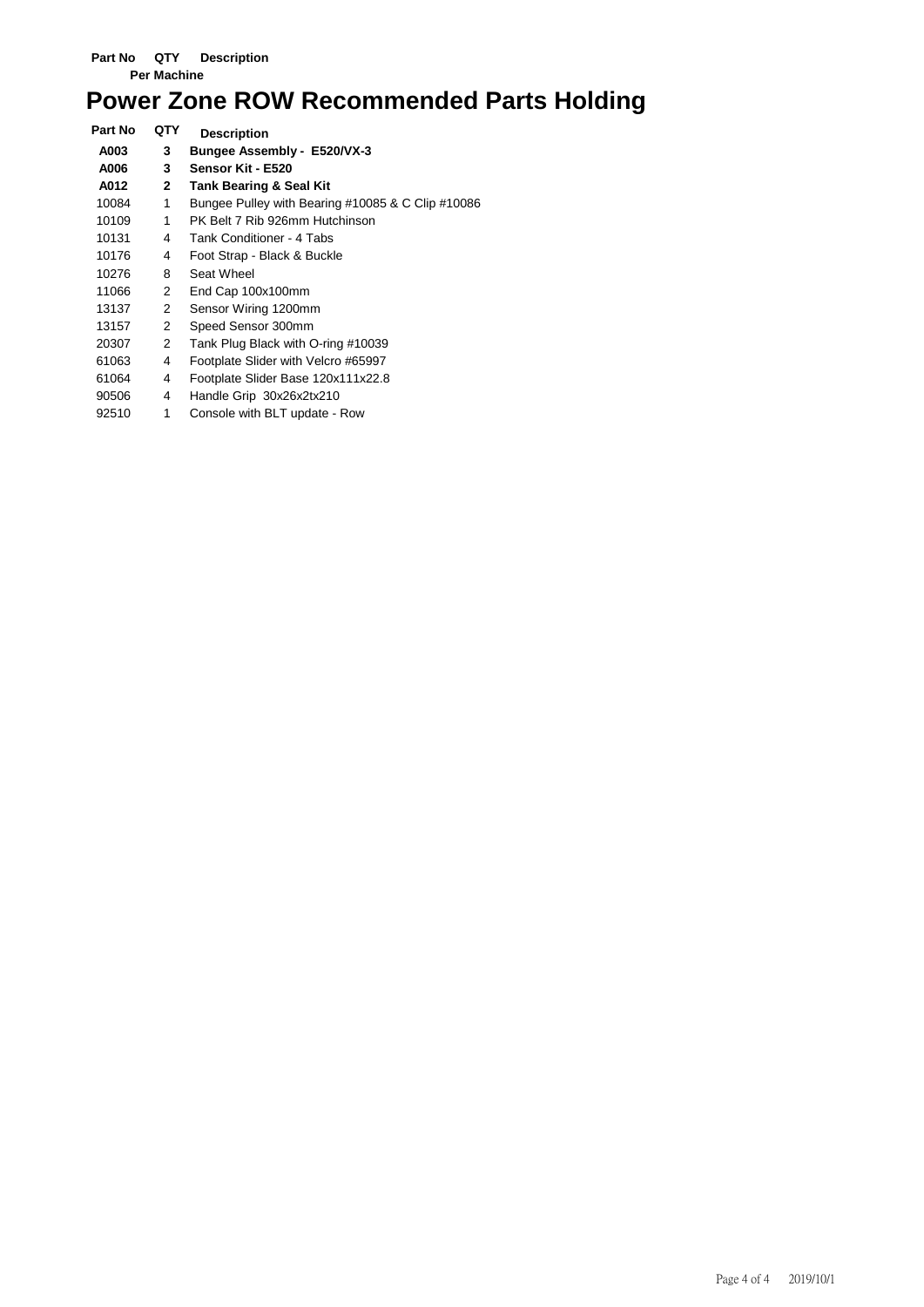**Part No QTY Description**
**Per Machine**

# Power Zone ROW Recommended Parts Holding

| Part No | QTY | Description |
|---|---|---|
| **A003** | **3** | **Bungee Assembly - E520/VX-3** |
| **A006** | **3** | **Sensor Kit - E520** |
| **A012** | **2** | **Tank Bearing & Seal Kit** |
| 10084 | 1 | Bungee Pulley with Bearing #10085 & C Clip #10086 |
| 10109 | 1 | PK Belt 7 Rib 926mm Hutchinson |
| 10131 | 4 | Tank Conditioner - 4 Tabs |
| 10176 | 4 | Foot Strap - Black & Buckle |
| 10276 | 8 | Seat Wheel |
| 11066 | 2 | End Cap 100x100mm |
| 13137 | 2 | Sensor Wiring 1200mm |
| 13157 | 2 | Speed Sensor 300mm |
| 20307 | 2 | Tank Plug Black with O-ring #10039 |
| 61063 | 4 | Footplate Slider with Velcro #65997 |
| 61064 | 4 | Footplate Slider Base 120x111x22.8 |
| 90506 | 4 | Handle Grip 30x26x2tx210 |
| 92510 | 1 | Console with BLT update - Row |